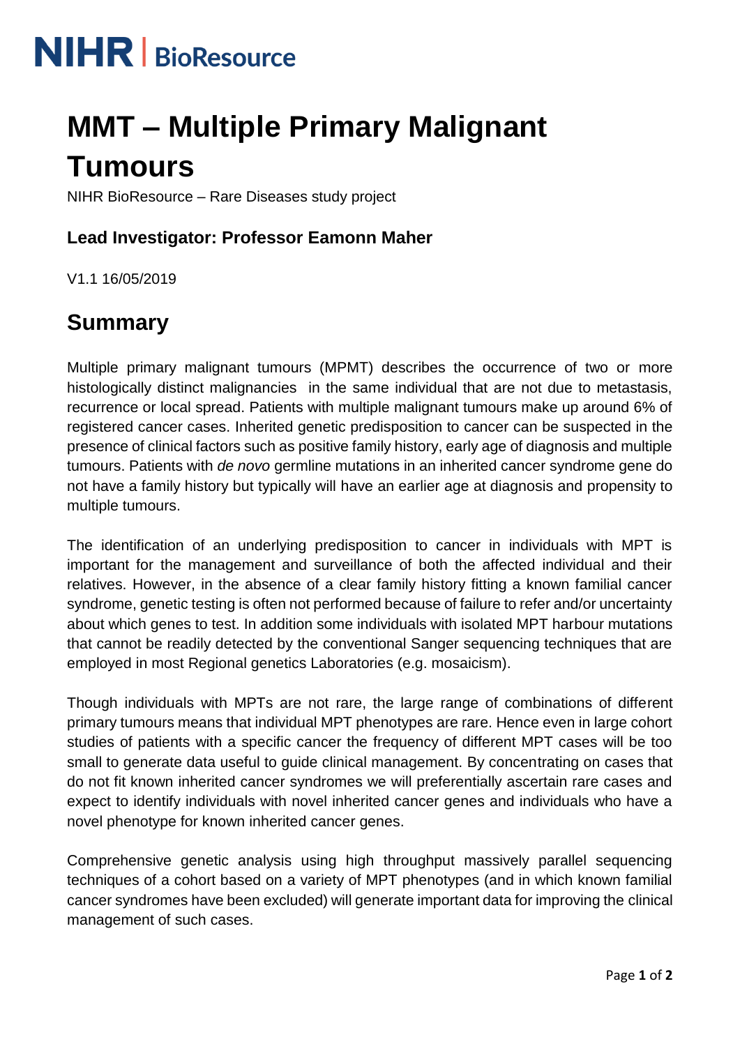NIHR | BioResource

# MMT – Multiple Primary Malignant Tumours

NIHR BioResource – Rare Diseases study project

### Lead Investigator: Professor Eamonn Maher

V1.1 16/05/2019

## Summary

Multiple primary malignant tumours (MPMT) describes the occurrence of two or more histologically distinct malignancies in the same individual that are not due to metastasis, recurrence or local spread. Patients with multiple malignant tumours make up around 6% of registered cancer cases. Inherited genetic predisposition to cancer can be suspected in the presence of clinical factors such as positive family history, early age of diagnosis and multiple tumours. Patients with *de novo* germline mutations in an inherited cancer syndrome gene do not have a family history but typically will have an earlier age at diagnosis and propensity to multiple tumours.

The identification of an underlying predisposition to cancer in individuals with MPT is important for the management and surveillance of both the affected individual and their relatives. However, in the absence of a clear family history fitting a known familial cancer syndrome, genetic testing is often not performed because of failure to refer and/or uncertainty about which genes to test. In addition some individuals with isolated MPT harbour mutations that cannot be readily detected by the conventional Sanger sequencing techniques that are employed in most Regional genetics Laboratories (e.g. mosaicism).

Though individuals with MPTs are not rare, the large range of combinations of different primary tumours means that individual MPT phenotypes are rare. Hence even in large cohort studies of patients with a specific cancer the frequency of different MPT cases will be too small to generate data useful to guide clinical management. By concentrating on cases that do not fit known inherited cancer syndromes we will preferentially ascertain rare cases and expect to identify individuals with novel inherited cancer genes and individuals who have a novel phenotype for known inherited cancer genes.

Comprehensive genetic analysis using high throughput massively parallel sequencing techniques of a cohort based on a variety of MPT phenotypes (and in which known familial cancer syndromes have been excluded) will generate important data for improving the clinical management of such cases.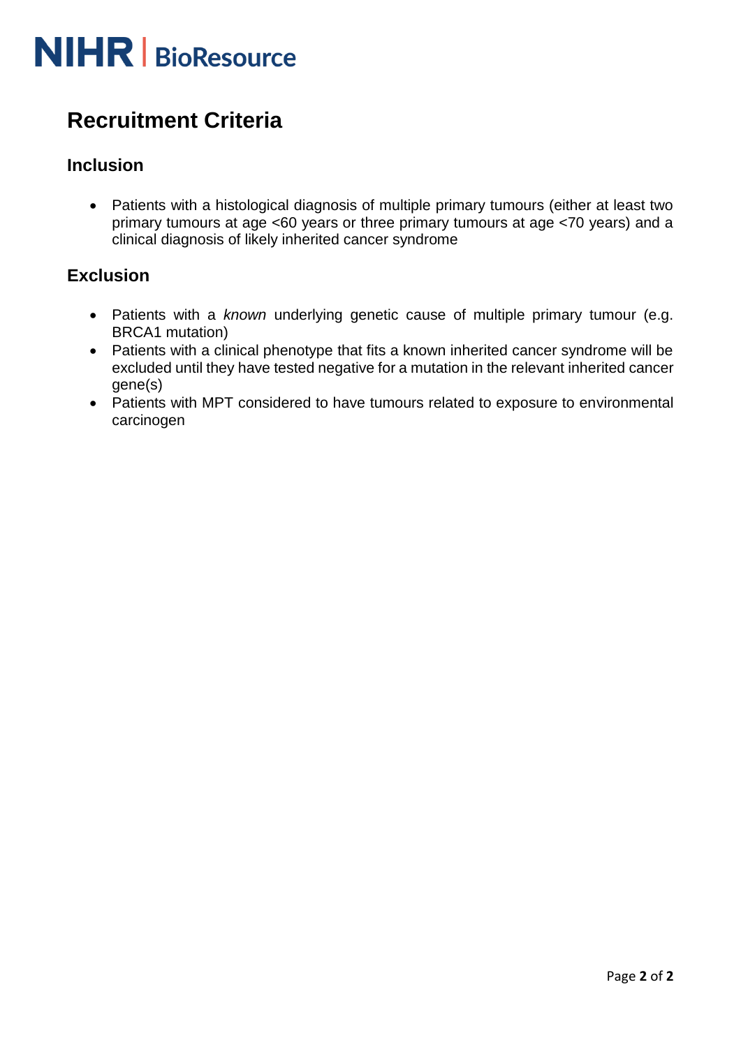# Recruitment Criteria

## Inclusion

- Patients with a histological diagnosis of multiple primary tumours (either at least two primary tumours at age <60 years or three primary tumours at age <70 years) and a clinical diagnosis of likely inherited cancer syndrome

## Exclusion

- Patients with a *known* underlying genetic cause of multiple primary tumour (e.g. BRCA1 mutation)
- Patients with a clinical phenotype that fits a known inherited cancer syndrome will be excluded until they have tested negative for a mutation in the relevant inherited cancer gene(s)
- Patients with MPT considered to have tumours related to exposure to environmental carcinogen